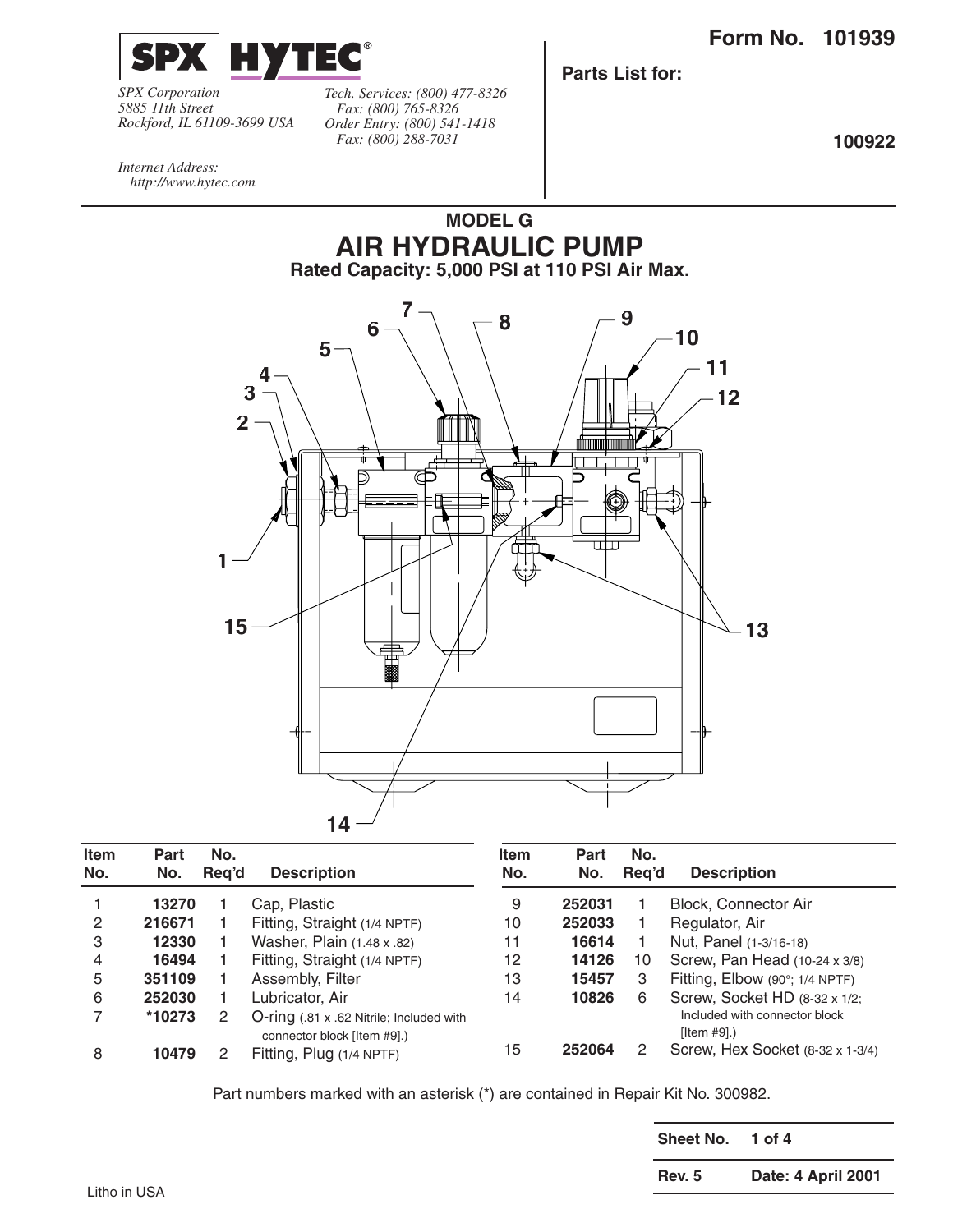**SPX | HYTEC®**

*SPX Corporation*
*5885 11th Street*
*Rockford, IL 61109-3699 USA*

*Tech. Services: (800) 477-8326*
*Fax: (800) 765-8326*
*Order Entry: (800) 541-1418*
*Fax: (800) 288-7031*

*Internet Address:*
*http://www.hytec.com*

**Form No. 101939**

**Parts List for:**

**100922**

## MODEL G
# AIR HYDRAULIC PUMP
**Rated Capacity: 5,000 PSI at 110 PSI Air Max.**

| Item No. | Part No. | No. Req'd | Description |
|---|---|---|---|
| 1 | **13270** | 1 | Cap, Plastic |
| 2 | **216671** | 1 | Fitting, Straight (1/4 NPTF) |
| 3 | **12330** | 1 | Washer, Plain (1.48 x .82) |
| 4 | **16494** | 1 | Fitting, Straight (1/4 NPTF) |
| 5 | **351109** | 1 | Assembly, Filter |
| 6 | **252030** | 1 | Lubricator, Air |
| 7 | ***10273** | 2 | O-ring (.81 x .62 Nitrile; Included with connector block [Item #9].) |
| 8 | **10479** | 2 | Fitting, Plug (1/4 NPTF) |
| 9 | **252031** | 1 | Block, Connector Air |
| 10 | **252033** | 1 | Regulator, Air |
| 11 | **16614** | 1 | Nut, Panel (1-3/16-18) |
| 12 | **14126** | 10 | Screw, Pan Head (10-24 x 3/8) |
| 13 | **15457** | 3 | Fitting, Elbow (90°; 1/4 NPTF) |
| 14 | **10826** | 6 | Screw, Socket HD (8-32 x 1/2; Included with connector block [Item #9].) |
| 15 | **252064** | 2 | Screw, Hex Socket (8-32 x 1-3/4) |

Part numbers marked with an asterisk (*) are contained in Repair Kit No. 300982.

| Sheet No. | 1 of 4 |
|---|---|
| Rev. 5 | Date: 4 April 2001 |

Litho in USA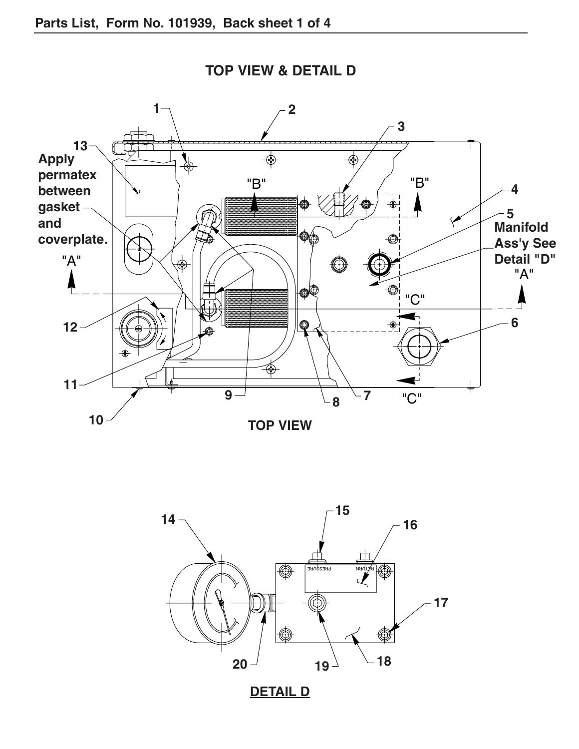## TOP VIEW & DETAIL D

1
2
3
4
5
Manifold Ass'y See Detail "D"
6
7
8
9
10
11
12
13

Apply permatex between gasket and coverplate.

"A"
"B"
"C"

TOP VIEW

14
15
16
17
18
19
20

PRESSURE
RETURN

DETAIL D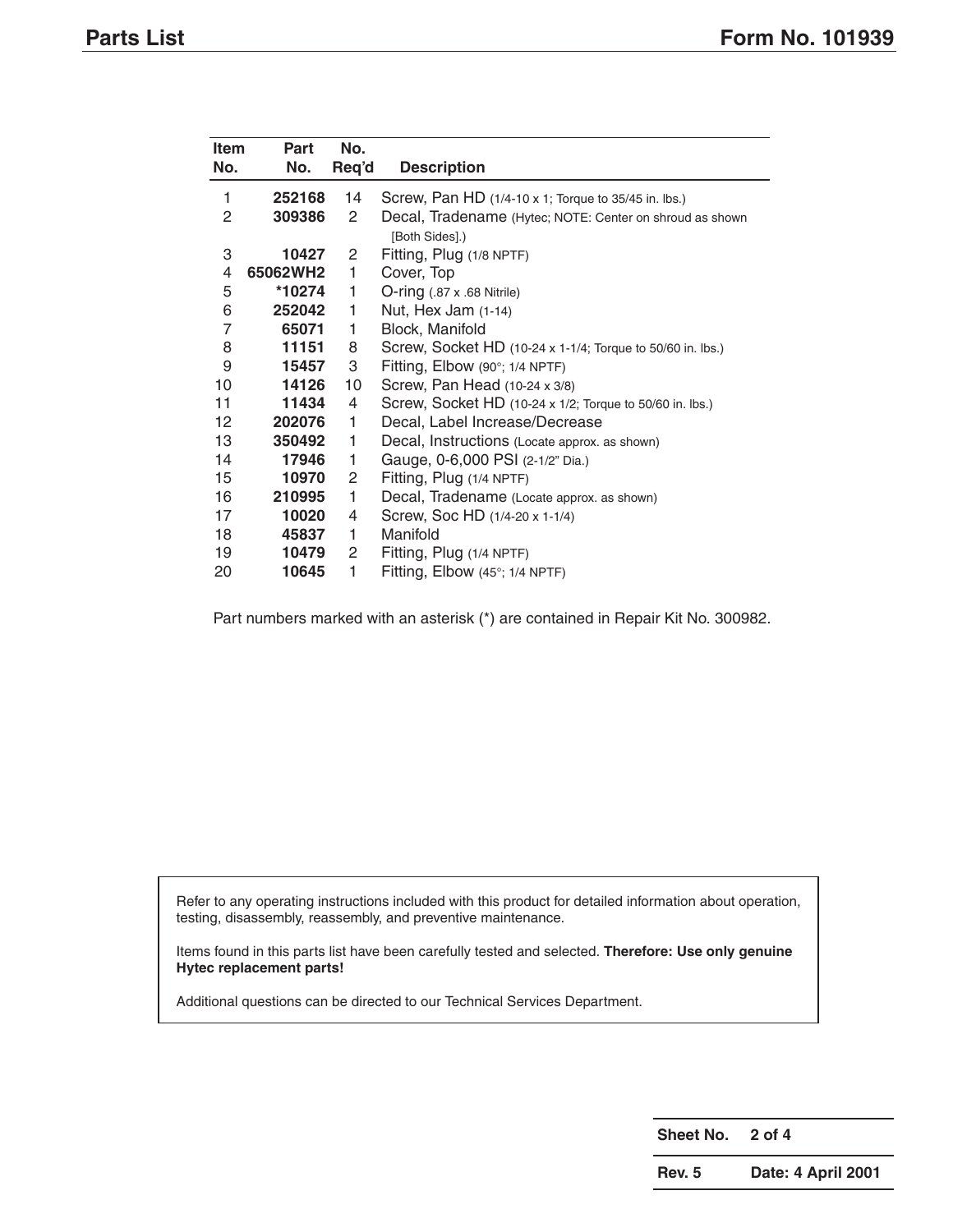| Item No. | Part No. | No. Req'd | Description |
|---|---|---|---|
| 1 | **252168** | 14 | Screw, Pan HD (1/4-10 x 1; Torque to 35/45 in. lbs.) |
| 2 | **309386** | 2 | Decal, Tradename (Hytec; NOTE: Center on shroud as shown [Both Sides].) |
| 3 | **10427** | 2 | Fitting, Plug (1/8 NPTF) |
| 4 | **65062WH2** | 1 | Cover, Top |
| 5 | ***10274** | 1 | O-ring (.87 x .68 Nitrile) |
| 6 | **252042** | 1 | Nut, Hex Jam (1-14) |
| 7 | **65071** | 1 | Block, Manifold |
| 8 | **11151** | 8 | Screw, Socket HD (10-24 x 1-1/4; Torque to 50/60 in. lbs.) |
| 9 | **15457** | 3 | Fitting, Elbow (90°; 1/4 NPTF) |
| 10 | **14126** | 10 | Screw, Pan Head (10-24 x 3/8) |
| 11 | **11434** | 4 | Screw, Socket HD (10-24 x 1/2; Torque to 50/60 in. lbs.) |
| 12 | **202076** | 1 | Decal, Label Increase/Decrease |
| 13 | **350492** | 1 | Decal, Instructions (Locate approx. as shown) |
| 14 | **17946** | 1 | Gauge, 0-6,000 PSI (2-1/2" Dia.) |
| 15 | **10970** | 2 | Fitting, Plug (1/4 NPTF) |
| 16 | **210995** | 1 | Decal, Tradename (Locate approx. as shown) |
| 17 | **10020** | 4 | Screw, Soc HD (1/4-20 x 1-1/4) |
| 18 | **45837** | 1 | Manifold |
| 19 | **10479** | 2 | Fitting, Plug (1/4 NPTF) |
| 20 | **10645** | 1 | Fitting, Elbow (45°; 1/4 NPTF) |

Part numbers marked with an asterisk (*) are contained in Repair Kit No. 300982.

Refer to any operating instructions included with this product for detailed information about operation, testing, disassembly, reassembly, and preventive maintenance.

Items found in this parts list have been carefully tested and selected. **Therefore: Use only genuine Hytec replacement parts!**

Additional questions can be directed to our Technical Services Department.

| | |
|---|---|
| **Sheet No.** | **2 of 4** |
| **Rev. 5** | **Date: 4 April 2001** |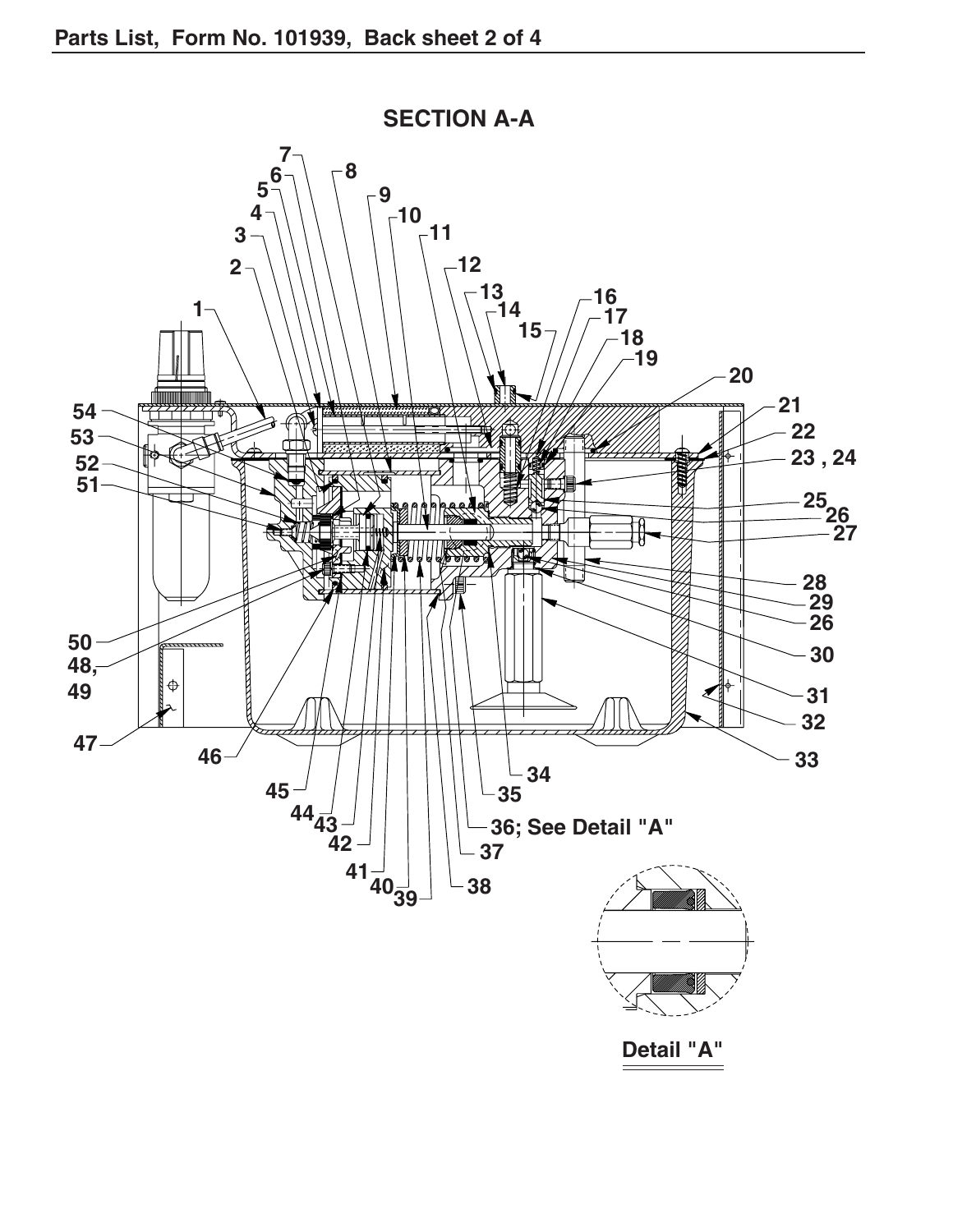## SECTION A-A

Detail "A"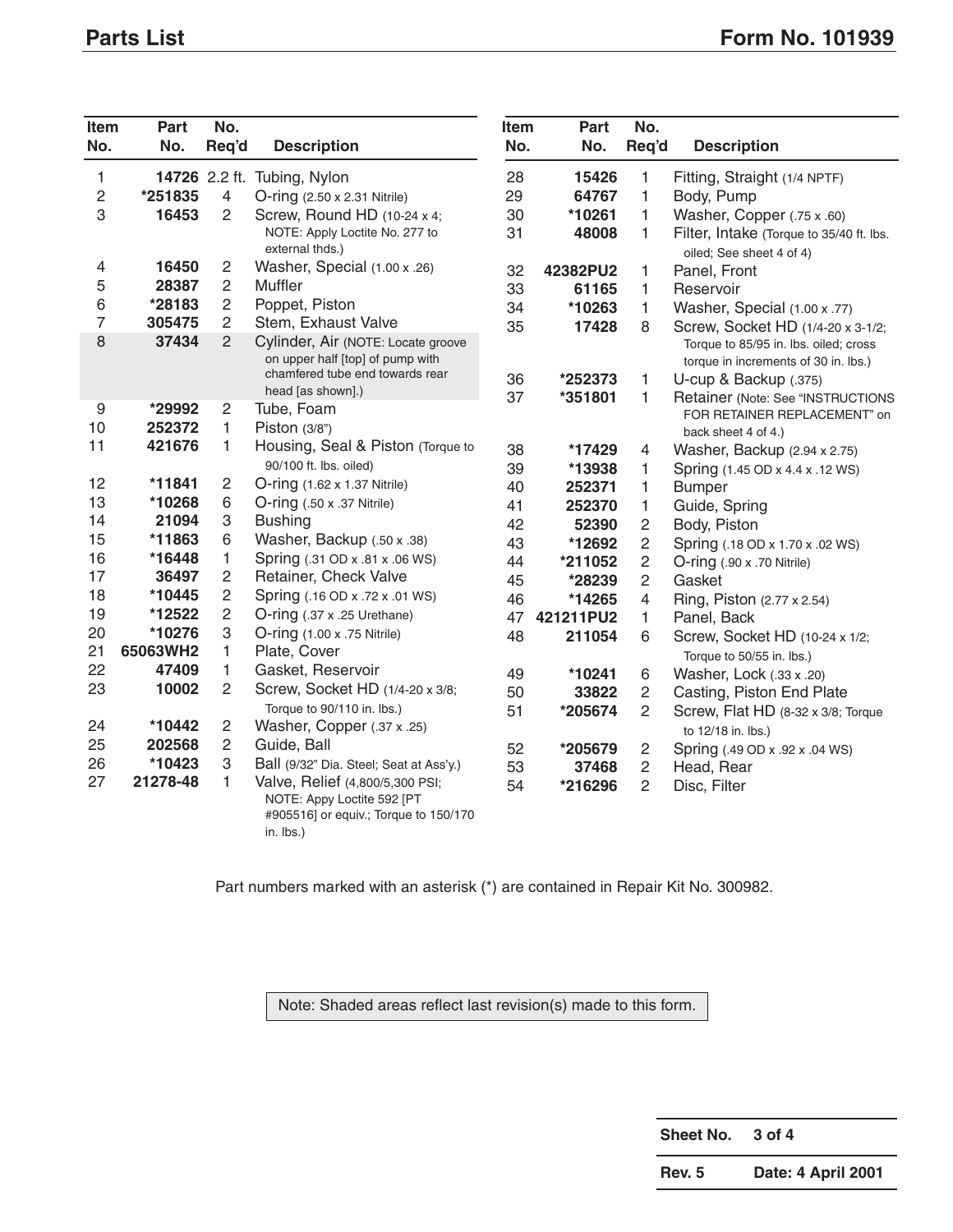## Parts List

| Item No. | Part No. | No. Req'd | Description |
|---|---|---|---|
| 1 | 14726 | 2.2 ft. | Tubing, Nylon |
| 2 | *251835 | 4 | O-ring (2.50 x 2.31 Nitrile) |
| 3 | 16453 | 2 | Screw, Round HD (10-24 x 4; NOTE: Apply Loctite No. 277 to external thds.) |
| 4 | 16450 | 2 | Washer, Special (1.00 x .26) |
| 5 | 28387 | 2 | Muffler |
| 6 | *28183 | 2 | Poppet, Piston |
| 7 | 305475 | 2 | Stem, Exhaust Valve |
| 8 | 37434 | 2 | Cylinder, Air (NOTE: Locate groove on upper half [top] of pump with chamfered tube end towards rear head [as shown].) |
| 9 | *29992 | 2 | Tube, Foam |
| 10 | 252372 | 1 | Piston (3/8") |
| 11 | 421676 | 1 | Housing, Seal & Piston (Torque to 90/100 ft. lbs. oiled) |
| 12 | *11841 | 2 | O-ring (1.62 x 1.37 Nitrile) |
| 13 | *10268 | 6 | O-ring (.50 x .37 Nitrile) |
| 14 | 21094 | 3 | Bushing |
| 15 | *11863 | 6 | Washer, Backup (.50 x .38) |
| 16 | *16448 | 1 | Spring (.31 OD x .81 x .06 WS) |
| 17 | 36497 | 2 | Retainer, Check Valve |
| 18 | *10445 | 2 | Spring (.16 OD x .72 x .01 WS) |
| 19 | *12522 | 2 | O-ring (.37 x .25 Urethane) |
| 20 | *10276 | 3 | O-ring (1.00 x .75 Nitrile) |
| 21 | 65063WH2 | 1 | Plate, Cover |
| 22 | 47409 | 1 | Gasket, Reservoir |
| 23 | 10002 | 2 | Screw, Socket HD (1/4-20 x 3/8; Torque to 90/110 in. lbs.) |
| 24 | *10442 | 2 | Washer, Copper (.37 x .25) |
| 25 | 202568 | 2 | Guide, Ball |
| 26 | *10423 | 3 | Ball (9/32" Dia. Steel; Seat at Ass'y.) |
| 27 | 21278-48 | 1 | Valve, Relief (4,800/5,300 PSI; NOTE: Appy Loctite 592 [PT #905516] or equiv.; Torque to 150/170 in. lbs.) |
| 28 | 15426 | 1 | Fitting, Straight (1/4 NPTF) |
| 29 | 64767 | 1 | Body, Pump |
| 30 | *10261 | 1 | Washer, Copper (.75 x .60) |
| 31 | 48008 | 1 | Filter, Intake (Torque to 35/40 ft. lbs. oiled; See sheet 4 of 4) |
| 32 | 42382PU2 | 1 | Panel, Front |
| 33 | 61165 | 1 | Reservoir |
| 34 | *10263 | 1 | Washer, Special (1.00 x .77) |
| 35 | 17428 | 8 | Screw, Socket HD (1/4-20 x 3-1/2; Torque to 85/95 in. lbs. oiled; cross torque in increments of 30 in. lbs.) |
| 36 | *252373 | 1 | U-cup & Backup (.375) |
| 37 | *351801 | 1 | Retainer (Note: See "INSTRUCTIONS FOR RETAINER REPLACEMENT" on back sheet 4 of 4.) |
| 38 | *17429 | 4 | Washer, Backup (2.94 x 2.75) |
| 39 | *13938 | 1 | Spring (1.45 OD x 4.4 x .12 WS) |
| 40 | 252371 | 1 | Bumper |
| 41 | 252370 | 1 | Guide, Spring |
| 42 | 52390 | 2 | Body, Piston |
| 43 | *12692 | 2 | Spring (.18 OD x 1.70 x .02 WS) |
| 44 | *211052 | 2 | O-ring (.90 x .70 Nitrile) |
| 45 | *28239 | 2 | Gasket |
| 46 | *14265 | 4 | Ring, Piston (2.77 x 2.54) |
| 47 | 421211PU2 | 1 | Panel, Back |
| 48 | 211054 | 6 | Screw, Socket HD (10-24 x 1/2; Torque to 50/55 in. lbs.) |
| 49 | *10241 | 6 | Washer, Lock (.33 x .20) |
| 50 | 33822 | 2 | Casting, Piston End Plate |
| 51 | *205674 | 2 | Screw, Flat HD (8-32 x 3/8; Torque to 12/18 in. lbs.) |
| 52 | *205679 | 2 | Spring (.49 OD x .92 x .04 WS) |
| 53 | 37468 | 2 | Head, Rear |
| 54 | *216296 | 2 | Disc, Filter |

Part numbers marked with an asterisk (*) are contained in Repair Kit No. 300982.

Note: Shaded areas reflect last revision(s) made to this form.

| Sheet No. | 3 of 4 |
|---|---|
| Rev. 5 | Date: 4 April 2001 |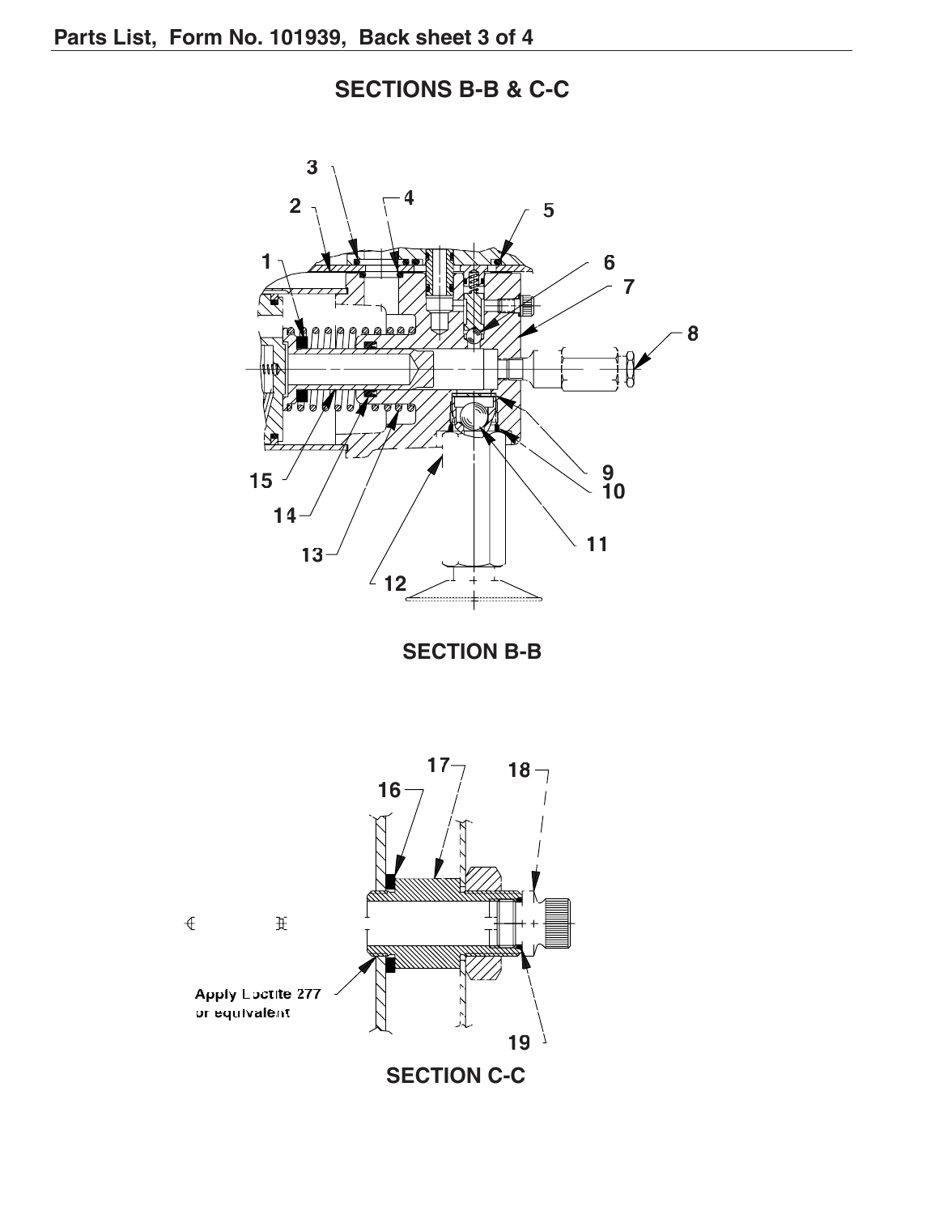# SECTIONS B-B & C-C

3
2
4
5
1
6
7
8
15
14
13
12
9
10
11

**SECTION B-B**

17
18
16

Apply Loctite 277 or equivalent

19

**SECTION C-C**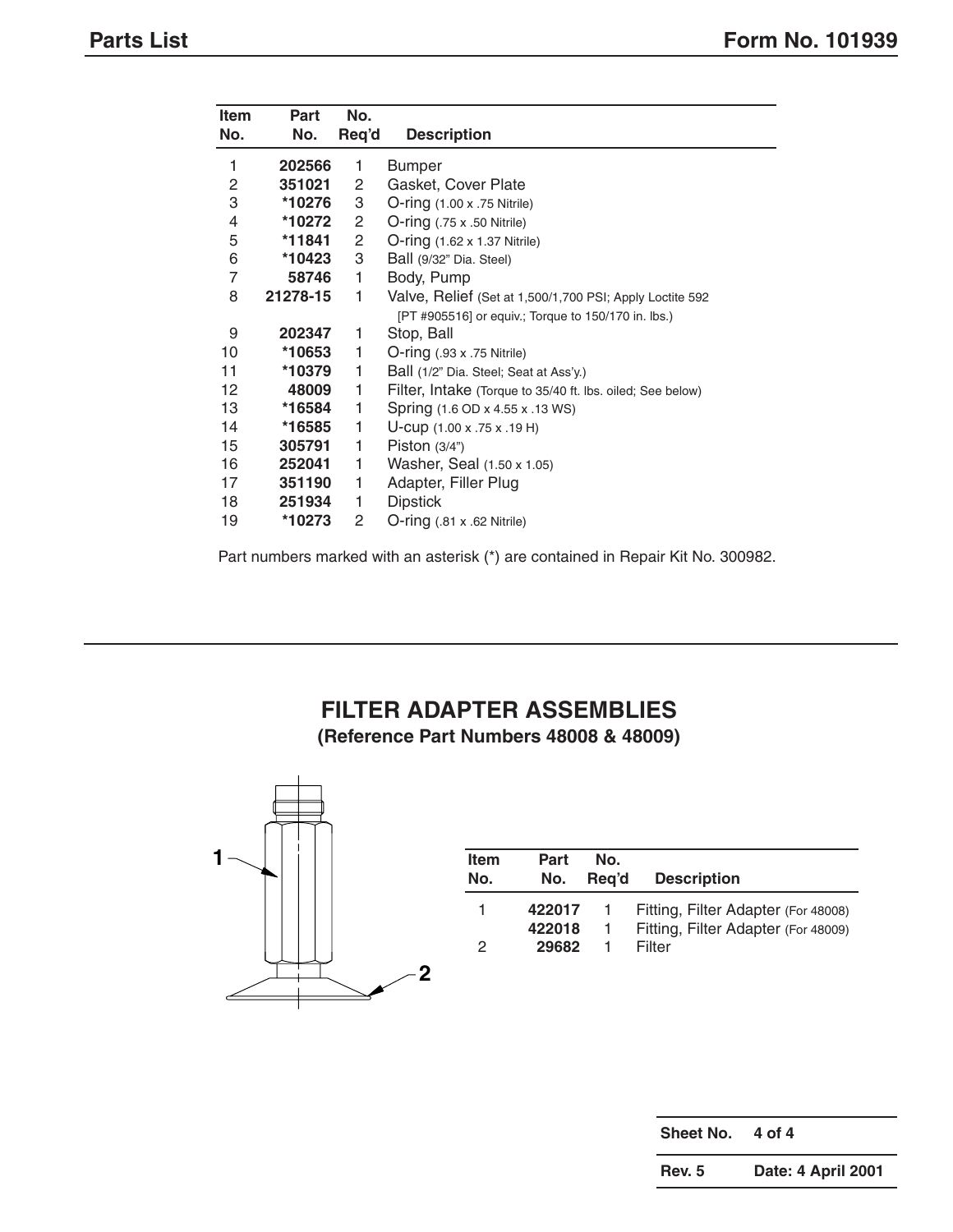| Item No. | Part No. | No. Req'd | Description |
|---|---|---|---|
| 1 | **202566** | 1 | Bumper |
| 2 | **351021** | 2 | Gasket, Cover Plate |
| 3 | ***10276** | 3 | O-ring (1.00 x .75 Nitrile) |
| 4 | ***10272** | 2 | O-ring (.75 x .50 Nitrile) |
| 5 | ***11841** | 2 | O-ring (1.62 x 1.37 Nitrile) |
| 6 | ***10423** | 3 | Ball (9/32" Dia. Steel) |
| 7 | **58746** | 1 | Body, Pump |
| 8 | **21278-15** | 1 | Valve, Relief (Set at 1,500/1,700 PSI; Apply Loctite 592 [PT #905516] or equiv.; Torque to 150/170 in. lbs.) |
| 9 | **202347** | 1 | Stop, Ball |
| 10 | ***10653** | 1 | O-ring (.93 x .75 Nitrile) |
| 11 | ***10379** | 1 | Ball (1/2" Dia. Steel; Seat at Ass'y.) |
| 12 | **48009** | 1 | Filter, Intake (Torque to 35/40 ft. lbs. oiled; See below) |
| 13 | ***16584** | 1 | Spring (1.6 OD x 4.55 x .13 WS) |
| 14 | ***16585** | 1 | U-cup (1.00 x .75 x .19 H) |
| 15 | **305791** | 1 | Piston (3/4") |
| 16 | **252041** | 1 | Washer, Seal (1.50 x 1.05) |
| 17 | **351190** | 1 | Adapter, Filler Plug |
| 18 | **251934** | 1 | Dipstick |
| 19 | ***10273** | 2 | O-ring (.81 x .62 Nitrile) |

Part numbers marked with an asterisk (*) are contained in Repair Kit No. 300982.

## FILTER ADAPTER ASSEMBLIES

**(Reference Part Numbers 48008 & 48009)**

| Item No. | Part No. | No. Req'd | Description |
|---|---|---|---|
| 1 | **422017** | 1 | Fitting, Filter Adapter (For 48008) |
| | **422018** | 1 | Fitting, Filter Adapter (For 48009) |
| 2 | **29682** | 1 | Filter |

| | |
|---|---|
| **Sheet No.** | **4 of 4** |
| **Rev. 5** | **Date: 4 April 2001** |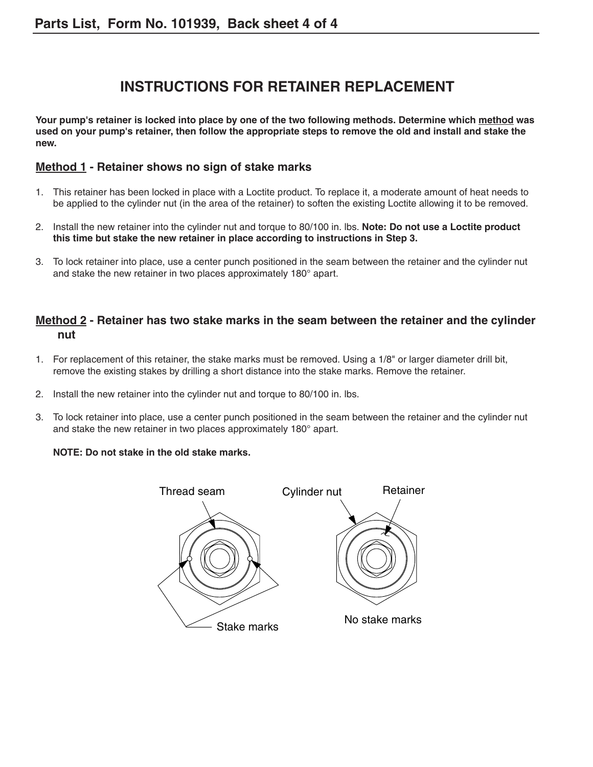# INSTRUCTIONS FOR RETAINER REPLACEMENT

**Your pump's retainer is locked into place by one of the two following methods. Determine which method was used on your pump's retainer, then follow the appropriate steps to remove the old and install and stake the new.**

## Method 1 - Retainer shows no sign of stake marks

1. This retainer has been locked in place with a Loctite product. To replace it, a moderate amount of heat needs to be applied to the cylinder nut (in the area of the retainer) to soften the existing Loctite allowing it to be removed.
2. Install the new retainer into the cylinder nut and torque to 80/100 in. lbs. **Note: Do not use a Loctite product this time but stake the new retainer in place according to instructions in Step 3.**
3. To lock retainer into place, use a center punch positioned in the seam between the retainer and the cylinder nut and stake the new retainer in two places approximately 180° apart.

## Method 2 - Retainer has two stake marks in the seam between the retainer and the cylinder nut

1. For replacement of this retainer, the stake marks must be removed. Using a 1/8" or larger diameter drill bit, remove the existing stakes by drilling a short distance into the stake marks. Remove the retainer.
2. Install the new retainer into the cylinder nut and torque to 80/100 in. lbs.
3. To lock retainer into place, use a center punch positioned in the seam between the retainer and the cylinder nut and stake the new retainer in two places approximately 180° apart.

   **NOTE: Do not stake in the old stake marks.**

Thread seam

Cylinder nut

Retainer

Stake marks

No stake marks